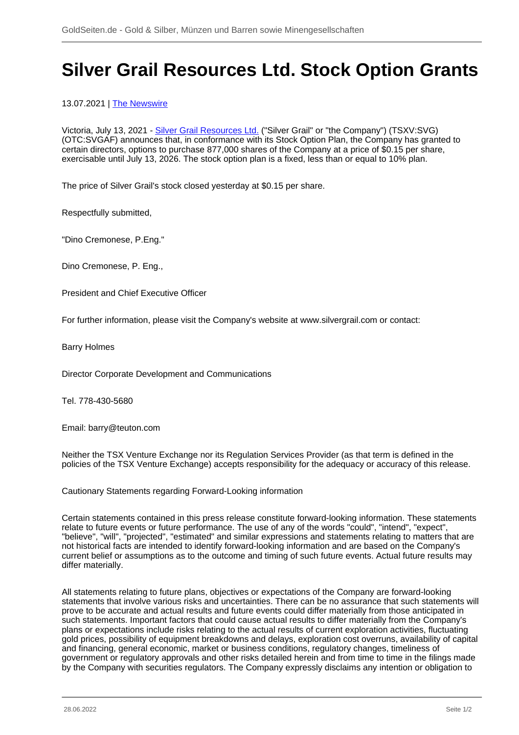# Silver Grail Resources Ltd. Stock Option Grants

13.07.2021 | The Newswire

Victoria, July 13, 2021 - Silver Grail Resources Ltd. ("Silver Grail" or "the Company") (TSXV:SVG) (OTC:SVGAF) announces that, in conformance with its Stock Option Plan, the Company has granted to certain directors, options to purchase 877,000 shares of the Company at a price of $0.15 per share, exercisable until July 13, 2026. The stock option plan is a fixed, less than or equal to 10% plan.

The price of Silver Grail's stock closed yesterday at $0.15 per share.

Respectfully submitted,

"Dino Cremonese, P.Eng."

Dino Cremonese, P. Eng.,

President and Chief Executive Officer

For further information, please visit the Company's website at www.silvergrail.com or contact:

Barry Holmes

Director Corporate Development and Communications

Tel. 778-430-5680

Email: barry@teuton.com

Neither the TSX Venture Exchange nor its Regulation Services Provider (as that term is defined in the policies of the TSX Venture Exchange) accepts responsibility for the adequacy or accuracy of this release.

Cautionary Statements regarding Forward-Looking information

Certain statements contained in this press release constitute forward-looking information. These statements relate to future events or future performance. The use of any of the words "could", "intend", "expect", "believe", "will", "projected", "estimated" and similar expressions and statements relating to matters that are not historical facts are intended to identify forward-looking information and are based on the Company's current belief or assumptions as to the outcome and timing of such future events. Actual future results may differ materially.

All statements relating to future plans, objectives or expectations of the Company are forward-looking statements that involve various risks and uncertainties. There can be no assurance that such statements will prove to be accurate and actual results and future events could differ materially from those anticipated in such statements. Important factors that could cause actual results to differ materially from the Company's plans or expectations include risks relating to the actual results of current exploration activities, fluctuating gold prices, possibility of equipment breakdowns and delays, exploration cost overruns, availability of capital and financing, general economic, market or business conditions, regulatory changes, timeliness of government or regulatory approvals and other risks detailed herein and from time to time in the filings made by the Company with securities regulators. The Company expressly disclaims any intention or obligation to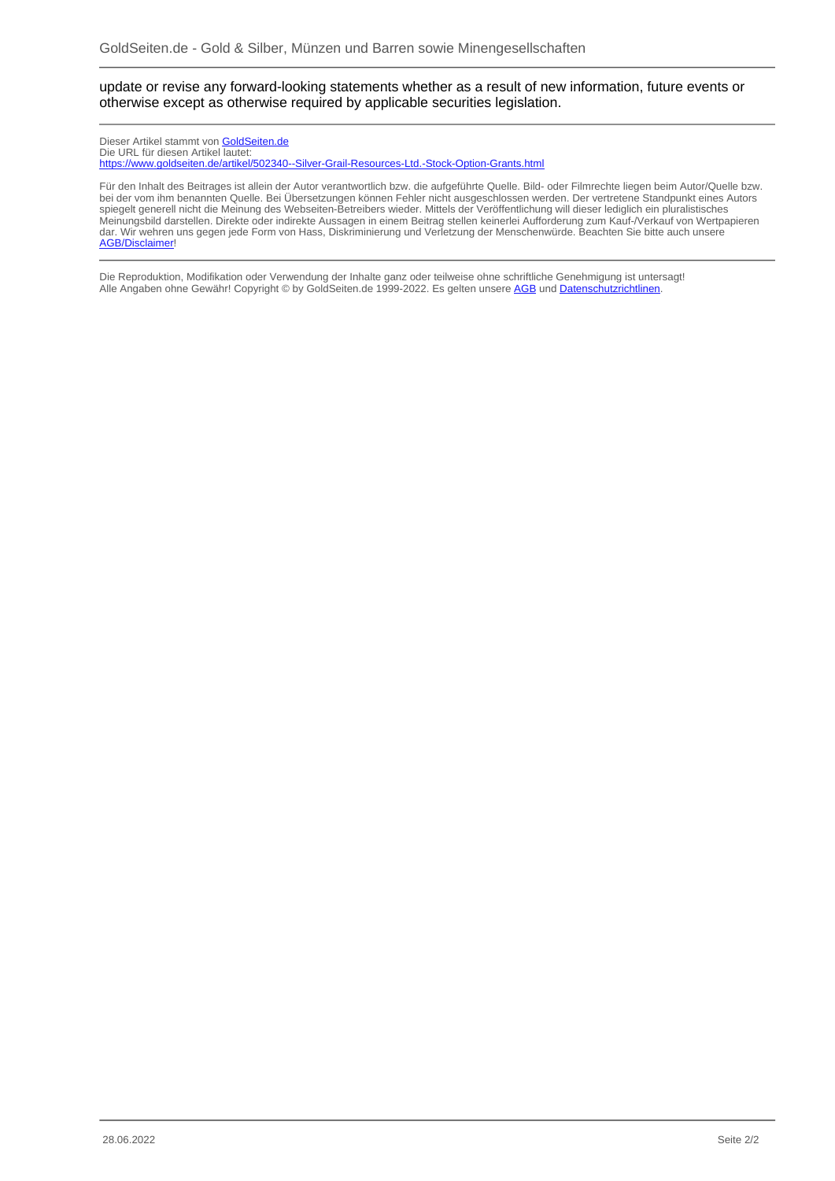update or revise any forward-looking statements whether as a result of new information, future events or otherwise except as otherwise required by applicable securities legislation.

---

Dieser Artikel stammt von [GoldSeiten.de](https://www.goldseiten.de)
Die URL für diesen Artikel lautet:
[https://www.goldseiten.de/artikel/502340--Silver-Grail-Resources-Ltd.-Stock-Option-Grants.html](https://www.goldseiten.de/artikel/502340--Silver-Grail-Resources-Ltd.-Stock-Option-Grants.html)

Für den Inhalt des Beitrages ist allein der Autor verantwortlich bzw. die aufgeführte Quelle. Bild- oder Filmrechte liegen beim Autor/Quelle bzw. bei der vom ihm benannten Quelle. Bei Übersetzungen können Fehler nicht ausgeschlossen werden. Der vertretene Standpunkt eines Autors spiegelt generell nicht die Meinung des Webseiten-Betreibers wieder. Mittels der Veröffentlichung will dieser lediglich ein pluralistisches Meinungsbild darstellen. Direkte oder indirekte Aussagen in einem Beitrag stellen keinerlei Aufforderung zum Kauf-/Verkauf von Wertpapieren dar. Wir wehren uns gegen jede Form von Hass, Diskriminierung und Verletzung der Menschenwürde. Beachten Sie bitte auch unsere AGB/Disclaimer!

---

Die Reproduktion, Modifikation oder Verwendung der Inhalte ganz oder teilweise ohne schriftliche Genehmigung ist untersagt!
Alle Angaben ohne Gewähr! Copyright © by GoldSeiten.de 1999-2022. Es gelten unsere AGB und Datenschutzrichtlinen.